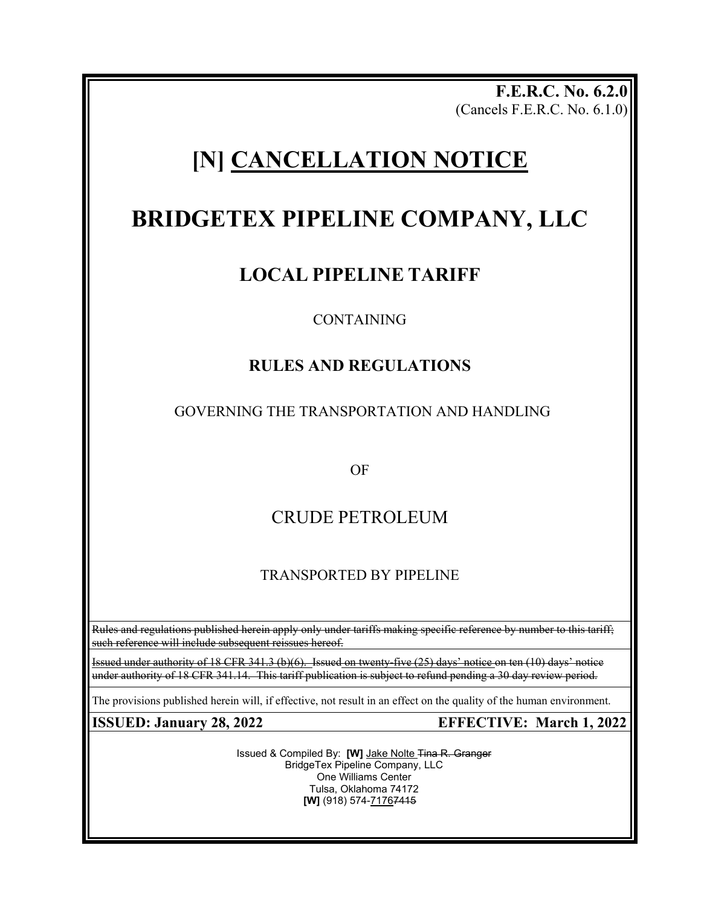**F.E.R.C. No. 6.2.0**
(Cancels F.E.R.C. No. 6.1.0)

# [N] <u>CANCELLATION NOTICE</u>

# BRIDGETEX PIPELINE COMPANY, LLC

## LOCAL PIPELINE TARIFF

CONTAINING

## RULES AND REGULATIONS

GOVERNING THE TRANSPORTATION AND HANDLING

OF

CRUDE PETROLEUM

TRANSPORTED BY PIPELINE

~~Rules and regulations published herein apply only under tariffs making specific reference by number to this tariff; such reference will include subsequent reissues hereof.~~

~~Issued under authority of 18 CFR 341.3 (b)(6). Issued on twenty-five (25) days' notice on ten (10) days' notice under authority of 18 CFR 341.14. This tariff publication is subject to refund pending a 30 day review period.~~

The provisions published herein will, if effective, not result in an effect on the quality of the human environment.

**ISSUED: January 28, 2022** **EFFECTIVE: March 1, 2022**

Issued & Compiled By: **[W]** <u>Jake Nolte</u> ~~Tina R. Granger~~
BridgeTex Pipeline Company, LLC
One Williams Center
Tulsa, Oklahoma 74172
**[W]** (918) 574-<u>7176</u>~~7415~~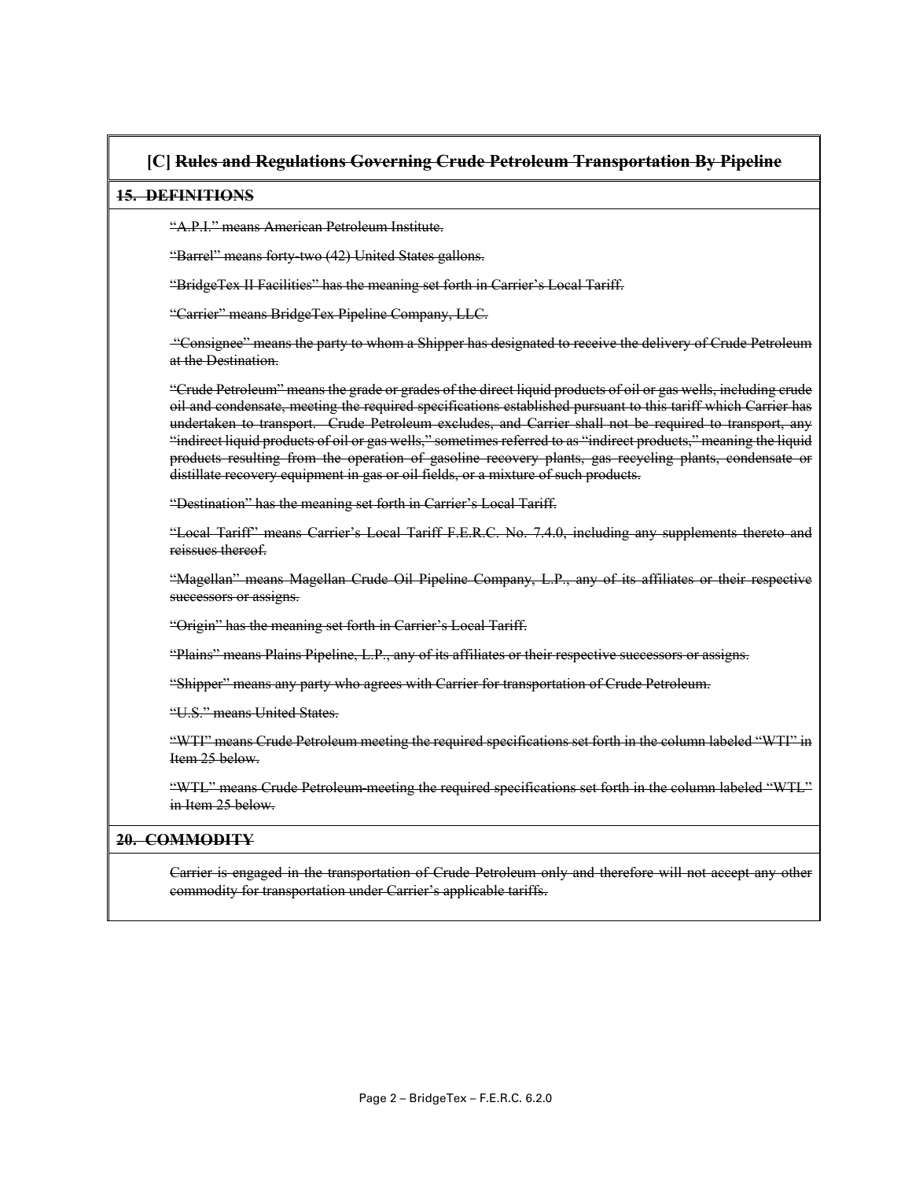## [C] ~~Rules and Regulations Governing Crude Petroleum Transportation By Pipeline~~

### ~~15. DEFINITIONS~~

~~"A.P.I." means American Petroleum Institute.~~

~~"Barrel" means forty-two (42) United States gallons.~~

~~"BridgeTex II Facilities" has the meaning set forth in Carrier's Local Tariff.~~

~~"Carrier" means BridgeTex Pipeline Company, LLC.~~

~~"Consignee" means the party to whom a Shipper has designated to receive the delivery of Crude Petroleum at the Destination.~~

~~"Crude Petroleum" means the grade or grades of the direct liquid products of oil or gas wells, including crude oil and condensate, meeting the required specifications established pursuant to this tariff which Carrier has undertaken to transport. Crude Petroleum excludes, and Carrier shall not be required to transport, any "indirect liquid products of oil or gas wells," sometimes referred to as "indirect products," meaning the liquid products resulting from the operation of gasoline recovery plants, gas recycling plants, condensate or distillate recovery equipment in gas or oil fields, or a mixture of such products.~~

~~"Destination" has the meaning set forth in Carrier's Local Tariff.~~

~~"Local Tariff" means Carrier's Local Tariff F.E.R.C. No. 7.4.0, including any supplements thereto and reissues thereof.~~

~~"Magellan" means Magellan Crude Oil Pipeline Company, L.P., any of its affiliates or their respective successors or assigns.~~

~~"Origin" has the meaning set forth in Carrier's Local Tariff.~~

~~"Plains" means Plains Pipeline, L.P., any of its affiliates or their respective successors or assigns.~~

~~"Shipper" means any party who agrees with Carrier for transportation of Crude Petroleum.~~

~~"U.S." means United States.~~

~~"WTI" means Crude Petroleum meeting the required specifications set forth in the column labeled "WTI" in Item 25 below.~~

~~"WTL" means Crude Petroleum meeting the required specifications set forth in the column labeled "WTL" in Item 25 below.~~

### ~~20. COMMODITY~~

~~Carrier is engaged in the transportation of Crude Petroleum only and therefore will not accept any other commodity for transportation under Carrier's applicable tariffs.~~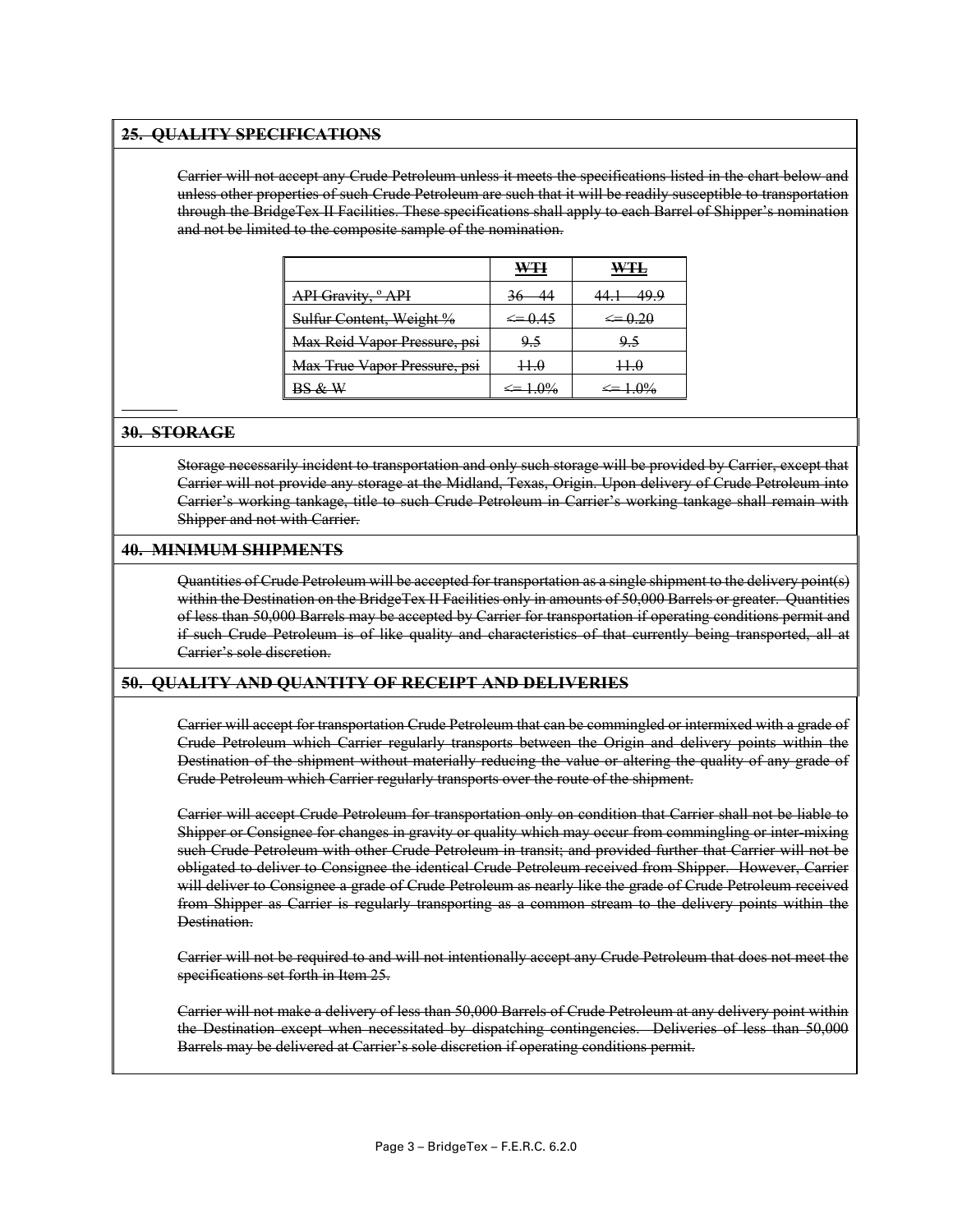## ~~25. QUALITY SPECIFICATIONS~~

~~Carrier will not accept any Crude Petroleum unless it meets the specifications listed in the chart below and unless other properties of such Crude Petroleum are such that it will be readily susceptible to transportation through the BridgeTex II Facilities. These specifications shall apply to each Barrel of Shipper's nomination and not be limited to the composite sample of the nomination.~~

| | ~~WTI~~ | ~~WTL~~ |
|---|---|---|
| ~~API Gravity, ° API~~ | ~~36 – 44~~ | ~~44.1 – 49.9~~ |
| ~~Sulfur Content, Weight %~~ | ~~<= 0.45~~ | ~~<= 0.20~~ |
| ~~Max Reid Vapor Pressure, psi~~ | ~~9.5~~ | ~~9.5~~ |
| ~~Max True Vapor Pressure, psi~~ | ~~11.0~~ | ~~11.0~~ |
| ~~BS & W~~ | ~~<= 1.0%~~ | ~~<= 1.0%~~ |

## ~~30. STORAGE~~

~~Storage necessarily incident to transportation and only such storage will be provided by Carrier, except that Carrier will not provide any storage at the Midland, Texas, Origin. Upon delivery of Crude Petroleum into Carrier's working tankage, title to such Crude Petroleum in Carrier's working tankage shall remain with Shipper and not with Carrier.~~

## ~~40. MINIMUM SHIPMENTS~~

~~Quantities of Crude Petroleum will be accepted for transportation as a single shipment to the delivery point(s) within the Destination on the BridgeTex II Facilities only in amounts of 50,000 Barrels or greater. Quantities of less than 50,000 Barrels may be accepted by Carrier for transportation if operating conditions permit and if such Crude Petroleum is of like quality and characteristics of that currently being transported, all at Carrier's sole discretion.~~

## ~~50. QUALITY AND QUANTITY OF RECEIPT AND DELIVERIES~~

~~Carrier will accept for transportation Crude Petroleum that can be commingled or intermixed with a grade of Crude Petroleum which Carrier regularly transports between the Origin and delivery points within the Destination of the shipment without materially reducing the value or altering the quality of any grade of Crude Petroleum which Carrier regularly transports over the route of the shipment.~~

~~Carrier will accept Crude Petroleum for transportation only on condition that Carrier shall not be liable to Shipper or Consignee for changes in gravity or quality which may occur from commingling or inter-mixing such Crude Petroleum with other Crude Petroleum in transit; and provided further that Carrier will not be obligated to deliver to Consignee the identical Crude Petroleum received from Shipper. However, Carrier will deliver to Consignee a grade of Crude Petroleum as nearly like the grade of Crude Petroleum received from Shipper as Carrier is regularly transporting as a common stream to the delivery points within the Destination.~~

~~Carrier will not be required to and will not intentionally accept any Crude Petroleum that does not meet the specifications set forth in Item 25.~~

~~Carrier will not make a delivery of less than 50,000 Barrels of Crude Petroleum at any delivery point within the Destination except when necessitated by dispatching contingencies. Deliveries of less than 50,000 Barrels may be delivered at Carrier's sole discretion if operating conditions permit.~~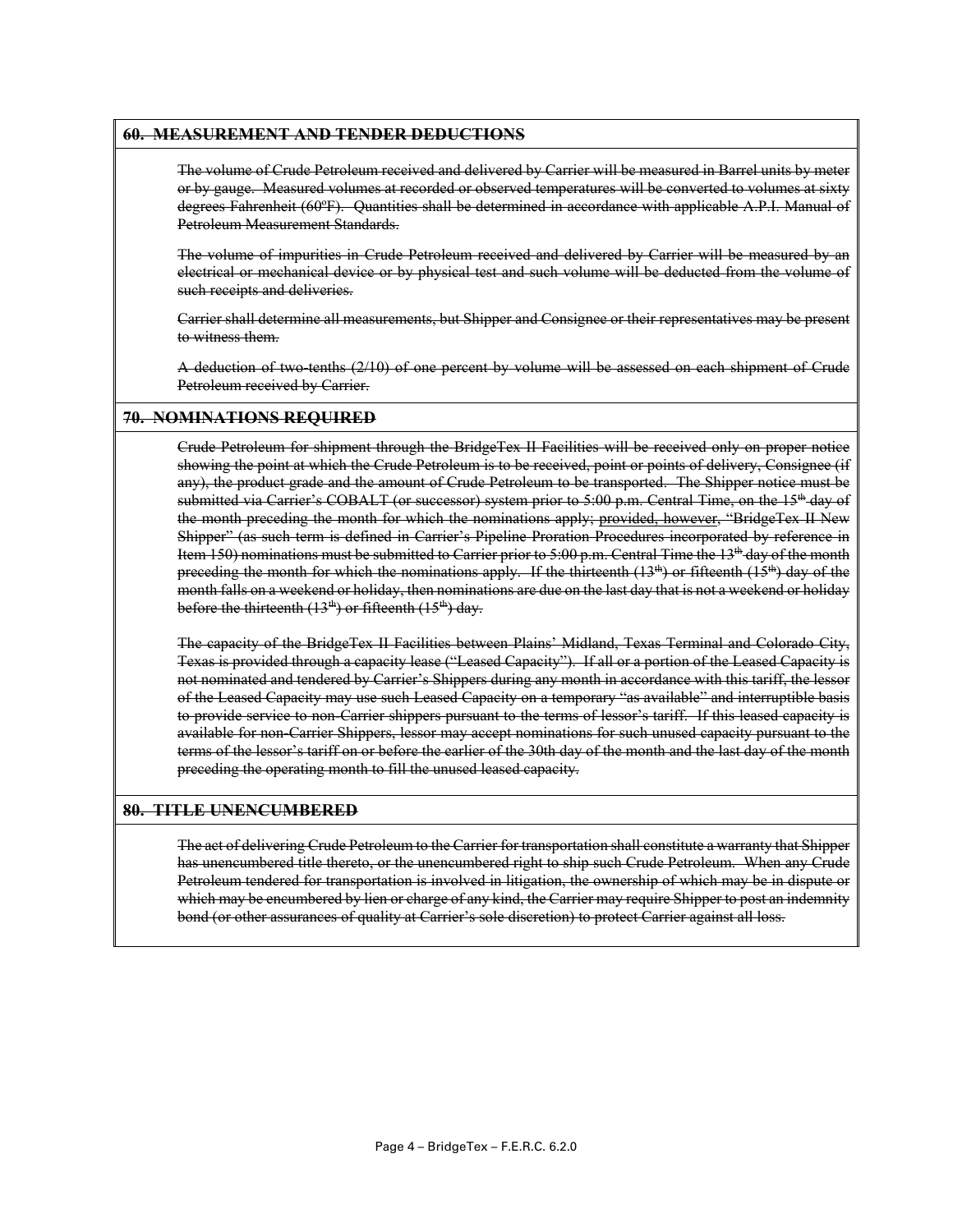## ~~60. MEASUREMENT AND TENDER DEDUCTIONS~~

~~The volume of Crude Petroleum received and delivered by Carrier will be measured in Barrel units by meter or by gauge. Measured volumes at recorded or observed temperatures will be converted to volumes at sixty degrees Fahrenheit (60ºF). Quantities shall be determined in accordance with applicable A.P.I. Manual of Petroleum Measurement Standards.~~

~~The volume of impurities in Crude Petroleum received and delivered by Carrier will be measured by an electrical or mechanical device or by physical test and such volume will be deducted from the volume of such receipts and deliveries.~~

~~Carrier shall determine all measurements, but Shipper and Consignee or their representatives may be present to witness them.~~

~~A deduction of two-tenths (2/10) of one percent by volume will be assessed on each shipment of Crude Petroleum received by Carrier.~~

## ~~70. NOMINATIONS REQUIRED~~

~~Crude Petroleum for shipment through the BridgeTex II Facilities will be received only on proper notice showing the point at which the Crude Petroleum is to be received, point or points of delivery, Consignee (if any), the product grade and the amount of Crude Petroleum to be transported. The Shipper notice must be submitted via Carrier's COBALT (or successor) system prior to 5:00 p.m. Central Time, on the 15th day of the month preceding the month for which the nominations apply; provided, however, "BridgeTex II New Shipper" (as such term is defined in Carrier's Pipeline Proration Procedures incorporated by reference in Item 150) nominations must be submitted to Carrier prior to 5:00 p.m. Central Time the 13th day of the month preceding the month for which the nominations apply. If the thirteenth (13th) or fifteenth (15th) day of the month falls on a weekend or holiday, then nominations are due on the last day that is not a weekend or holiday before the thirteenth (13th) or fifteenth (15th) day.~~

~~The capacity of the BridgeTex II Facilities between Plains' Midland, Texas Terminal and Colorado City, Texas is provided through a capacity lease ("Leased Capacity"). If all or a portion of the Leased Capacity is not nominated and tendered by Carrier's Shippers during any month in accordance with this tariff, the lessor of the Leased Capacity may use such Leased Capacity on a temporary "as available" and interruptible basis to provide service to non-Carrier shippers pursuant to the terms of lessor's tariff. If this leased capacity is available for non-Carrier Shippers, lessor may accept nominations for such unused capacity pursuant to the terms of the lessor's tariff on or before the earlier of the 30th day of the month and the last day of the month preceding the operating month to fill the unused leased capacity.~~

## ~~80. TITLE UNENCUMBERED~~

~~The act of delivering Crude Petroleum to the Carrier for transportation shall constitute a warranty that Shipper has unencumbered title thereto, or the unencumbered right to ship such Crude Petroleum. When any Crude Petroleum tendered for transportation is involved in litigation, the ownership of which may be in dispute or which may be encumbered by lien or charge of any kind, the Carrier may require Shipper to post an indemnity bond (or other assurances of quality at Carrier's sole discretion) to protect Carrier against all loss.~~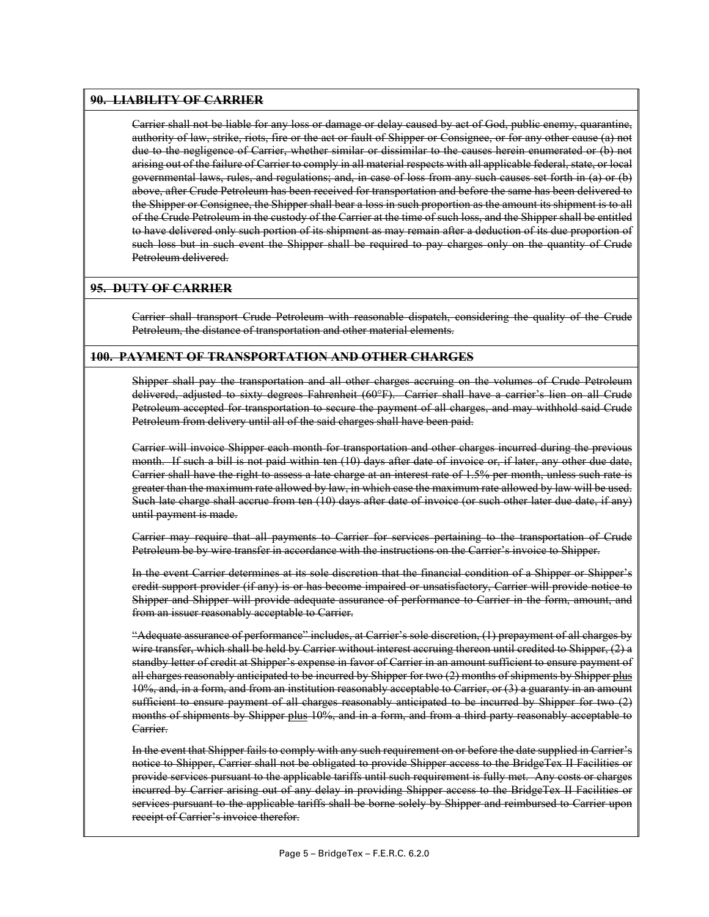## ~~90. LIABILITY OF CARRIER~~

~~Carrier shall not be liable for any loss or damage or delay caused by act of God, public enemy, quarantine, authority of law, strike, riots, fire or the act or fault of Shipper or Consignee, or for any other cause (a) not due to the negligence of Carrier, whether similar or dissimilar to the causes herein enumerated or (b) not arising out of the failure of Carrier to comply in all material respects with all applicable federal, state, or local governmental laws, rules, and regulations; and, in case of loss from any such causes set forth in (a) or (b) above, after Crude Petroleum has been received for transportation and before the same has been delivered to the Shipper or Consignee, the Shipper shall bear a loss in such proportion as the amount its shipment is to all of the Crude Petroleum in the custody of the Carrier at the time of such loss, and the Shipper shall be entitled to have delivered only such portion of its shipment as may remain after a deduction of its due proportion of such loss but in such event the Shipper shall be required to pay charges only on the quantity of Crude Petroleum delivered.~~

## ~~95. DUTY OF CARRIER~~

~~Carrier shall transport Crude Petroleum with reasonable dispatch, considering the quality of the Crude Petroleum, the distance of transportation and other material elements.~~

## ~~100. PAYMENT OF TRANSPORTATION AND OTHER CHARGES~~

~~Shipper shall pay the transportation and all other charges accruing on the volumes of Crude Petroleum delivered, adjusted to sixty degrees Fahrenheit (60°F). Carrier shall have a carrier's lien on all Crude Petroleum accepted for transportation to secure the payment of all charges, and may withhold said Crude Petroleum from delivery until all of the said charges shall have been paid.~~

~~Carrier will invoice Shipper each month for transportation and other charges incurred during the previous month. If such a bill is not paid within ten (10) days after date of invoice or, if later, any other due date, Carrier shall have the right to assess a late charge at an interest rate of 1.5% per month, unless such rate is greater than the maximum rate allowed by law, in which case the maximum rate allowed by law will be used. Such late charge shall accrue from ten (10) days after date of invoice (or such other later due date, if any) until payment is made.~~

~~Carrier may require that all payments to Carrier for services pertaining to the transportation of Crude Petroleum be by wire transfer in accordance with the instructions on the Carrier's invoice to Shipper.~~

~~In the event Carrier determines at its sole discretion that the financial condition of a Shipper or Shipper's credit support provider (if any) is or has become impaired or unsatisfactory, Carrier will provide notice to Shipper and Shipper will provide adequate assurance of performance to Carrier in the form, amount, and from an issuer reasonably acceptable to Carrier.~~

~~"Adequate assurance of performance" includes, at Carrier's sole discretion, (1) prepayment of all charges by wire transfer, which shall be held by Carrier without interest accruing thereon until credited to Shipper, (2) a standby letter of credit at Shipper's expense in favor of Carrier in an amount sufficient to ensure payment of all charges reasonably anticipated to be incurred by Shipper for two (2) months of shipments by Shipper plus 10%, and, in a form, and from an institution reasonably acceptable to Carrier, or (3) a guaranty in an amount sufficient to ensure payment of all charges reasonably anticipated to be incurred by Shipper for two (2) months of shipments by Shipper plus 10%, and in a form, and from a third party reasonably acceptable to Carrier.~~

~~In the event that Shipper fails to comply with any such requirement on or before the date supplied in Carrier's notice to Shipper, Carrier shall not be obligated to provide Shipper access to the BridgeTex II Facilities or provide services pursuant to the applicable tariffs until such requirement is fully met. Any costs or charges incurred by Carrier arising out of any delay in providing Shipper access to the BridgeTex II Facilities or services pursuant to the applicable tariffs shall be borne solely by Shipper and reimbursed to Carrier upon receipt of Carrier's invoice therefor.~~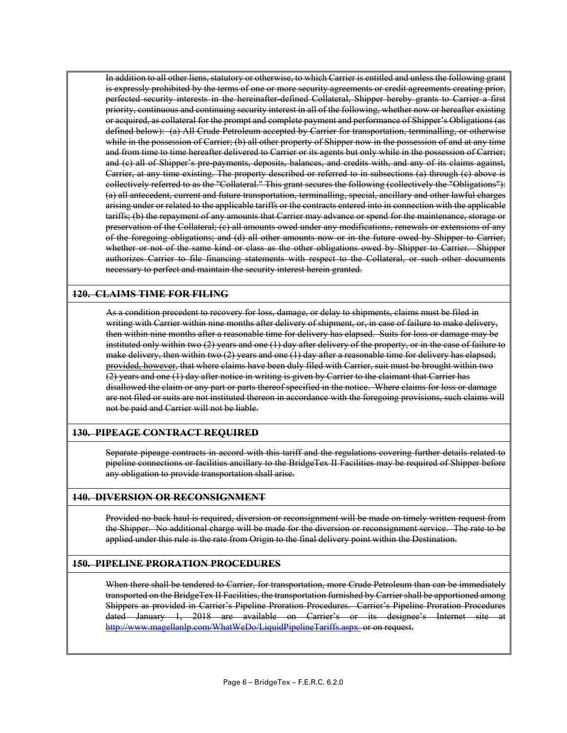~~In addition to all other liens, statutory or otherwise, to which Carrier is entitled and unless the following grant is expressly prohibited by the terms of one or more security agreements or credit agreements creating prior, perfected security interests in the hereinafter-defined Collateral, Shipper hereby grants to Carrier a first priority, continuous and continuing security interest in all of the following, whether now or hereafter existing or acquired, as collateral for the prompt and complete payment and performance of Shipper's Obligations (as defined below): (a) All Crude Petroleum accepted by Carrier for transportation, terminalling, or otherwise while in the possession of Carrier; (b) all other property of Shipper now in the possession of and at any time and from time to time hereafter delivered to Carrier or its agents but only while in the possession of Carrier; and (c) all of Shipper's pre-payments, deposits, balances, and credits with, and any of its claims against, Carrier, at any time existing. The property described or referred to in subsections (a) through (c) above is collectively referred to as the "Collateral." This grant secures the following (collectively the "Obligations"): (a) all antecedent, current and future transportation, terminalling, special, ancillary and other lawful charges arising under or related to the applicable tariffs or the contracts entered into in connection with the applicable tariffs; (b) the repayment of any amounts that Carrier may advance or spend for the maintenance, storage or preservation of the Collateral; (c) all amounts owed under any modifications, renewals or extensions of any of the foregoing obligations; and (d) all other amounts now or in the future owed by Shipper to Carrier, whether or not of the same kind or class as the other obligations owed by Shipper to Carrier. Shipper authorizes Carrier to file financing statements with respect to the Collateral, or such other documents necessary to perfect and maintain the security interest herein granted.~~

**~~120. CLAIMS TIME FOR FILING~~**

~~As a condition precedent to recovery for loss, damage, or delay to shipments, claims must be filed in writing with Carrier within nine months after delivery of shipment, or, in case of failure to make delivery, then within nine months after a reasonable time for delivery has elapsed. Suits for loss or damage may be instituted only within two (2) years and one (1) day after delivery of the property, or in the case of failure to make delivery, then within two (2) years and one (1) day after a reasonable time for delivery has elapsed; provided, however, that where claims have been duly filed with Carrier, suit must be brought within two (2) years and one (1) day after notice in writing is given by Carrier to the claimant that Carrier has disallowed the claim or any part or parts thereof specified in the notice. Where claims for loss or damage are not filed or suits are not instituted thereon in accordance with the foregoing provisions, such claims will not be paid and Carrier will not be liable.~~

**~~130. PIPEAGE CONTRACT REQUIRED~~**

~~Separate pipeage contracts in accord with this tariff and the regulations covering further details related to pipeline connections or facilities ancillary to the BridgeTex II Facilities may be required of Shipper before any obligation to provide transportation shall arise.~~

**~~140. DIVERSION OR RECONSIGNMENT~~**

~~Provided no back haul is required, diversion or reconsignment will be made on timely written request from the Shipper. No additional charge will be made for the diversion or reconsignment service. The rate to be applied under this rule is the rate from Origin to the final delivery point within the Destination.~~

**~~150. PIPELINE PRORATION PROCEDURES~~**

~~When there shall be tendered to Carrier, for transportation, more Crude Petroleum than can be immediately transported on the BridgeTex II Facilities, the transportation furnished by Carrier shall be apportioned among Shippers as provided in Carrier's Pipeline Proration Procedures. Carrier's Pipeline Proration Procedures dated January 1, 2018 are available on Carrier's or its designee's Internet site at http://www.magellanlp.com/WhatWeDo/LiquidPipelineTariffs.aspx or on request.~~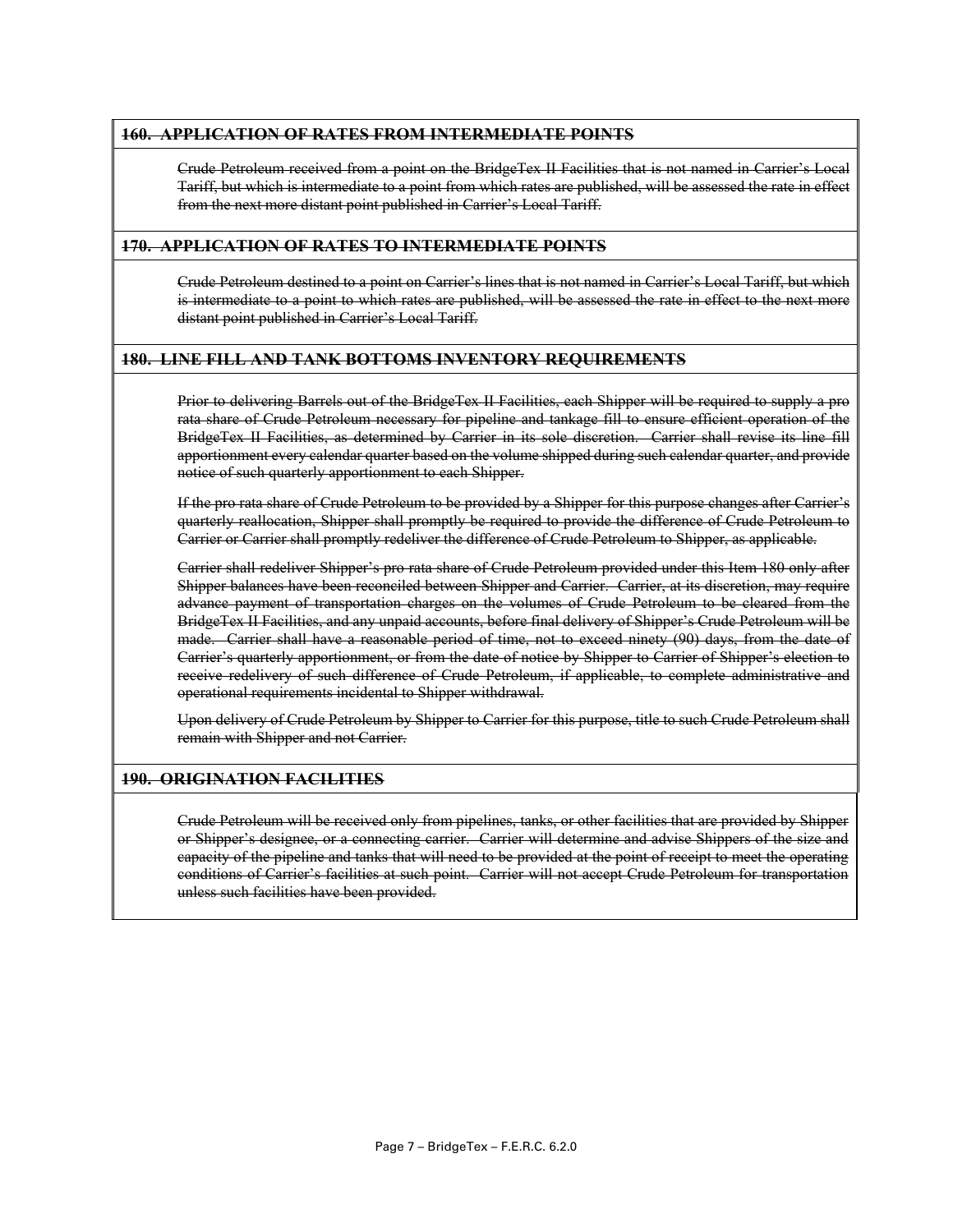**~~160. APPLICATION OF RATES FROM INTERMEDIATE POINTS~~**

~~Crude Petroleum received from a point on the BridgeTex II Facilities that is not named in Carrier's Local Tariff, but which is intermediate to a point from which rates are published, will be assessed the rate in effect from the next more distant point published in Carrier's Local Tariff.~~

**~~170. APPLICATION OF RATES TO INTERMEDIATE POINTS~~**

~~Crude Petroleum destined to a point on Carrier's lines that is not named in Carrier's Local Tariff, but which is intermediate to a point to which rates are published, will be assessed the rate in effect to the next more distant point published in Carrier's Local Tariff.~~

**~~180. LINE FILL AND TANK BOTTOMS INVENTORY REQUIREMENTS~~**

~~Prior to delivering Barrels out of the BridgeTex II Facilities, each Shipper will be required to supply a pro rata share of Crude Petroleum necessary for pipeline and tankage fill to ensure efficient operation of the BridgeTex II Facilities, as determined by Carrier in its sole discretion. Carrier shall revise its line fill apportionment every calendar quarter based on the volume shipped during such calendar quarter, and provide notice of such quarterly apportionment to each Shipper.~~

~~If the pro rata share of Crude Petroleum to be provided by a Shipper for this purpose changes after Carrier's quarterly reallocation, Shipper shall promptly be required to provide the difference of Crude Petroleum to Carrier or Carrier shall promptly redeliver the difference of Crude Petroleum to Shipper, as applicable.~~

~~Carrier shall redeliver Shipper's pro rata share of Crude Petroleum provided under this Item 180 only after Shipper balances have been reconciled between Shipper and Carrier. Carrier, at its discretion, may require advance payment of transportation charges on the volumes of Crude Petroleum to be cleared from the BridgeTex II Facilities, and any unpaid accounts, before final delivery of Shipper's Crude Petroleum will be made. Carrier shall have a reasonable period of time, not to exceed ninety (90) days, from the date of Carrier's quarterly apportionment, or from the date of notice by Shipper to Carrier of Shipper's election to receive redelivery of such difference of Crude Petroleum, if applicable, to complete administrative and operational requirements incidental to Shipper withdrawal.~~

~~Upon delivery of Crude Petroleum by Shipper to Carrier for this purpose, title to such Crude Petroleum shall remain with Shipper and not Carrier.~~

**~~190. ORIGINATION FACILITIES~~**

~~Crude Petroleum will be received only from pipelines, tanks, or other facilities that are provided by Shipper or Shipper's designee, or a connecting carrier. Carrier will determine and advise Shippers of the size and capacity of the pipeline and tanks that will need to be provided at the point of receipt to meet the operating conditions of Carrier's facilities at such point. Carrier will not accept Crude Petroleum for transportation unless such facilities have been provided.~~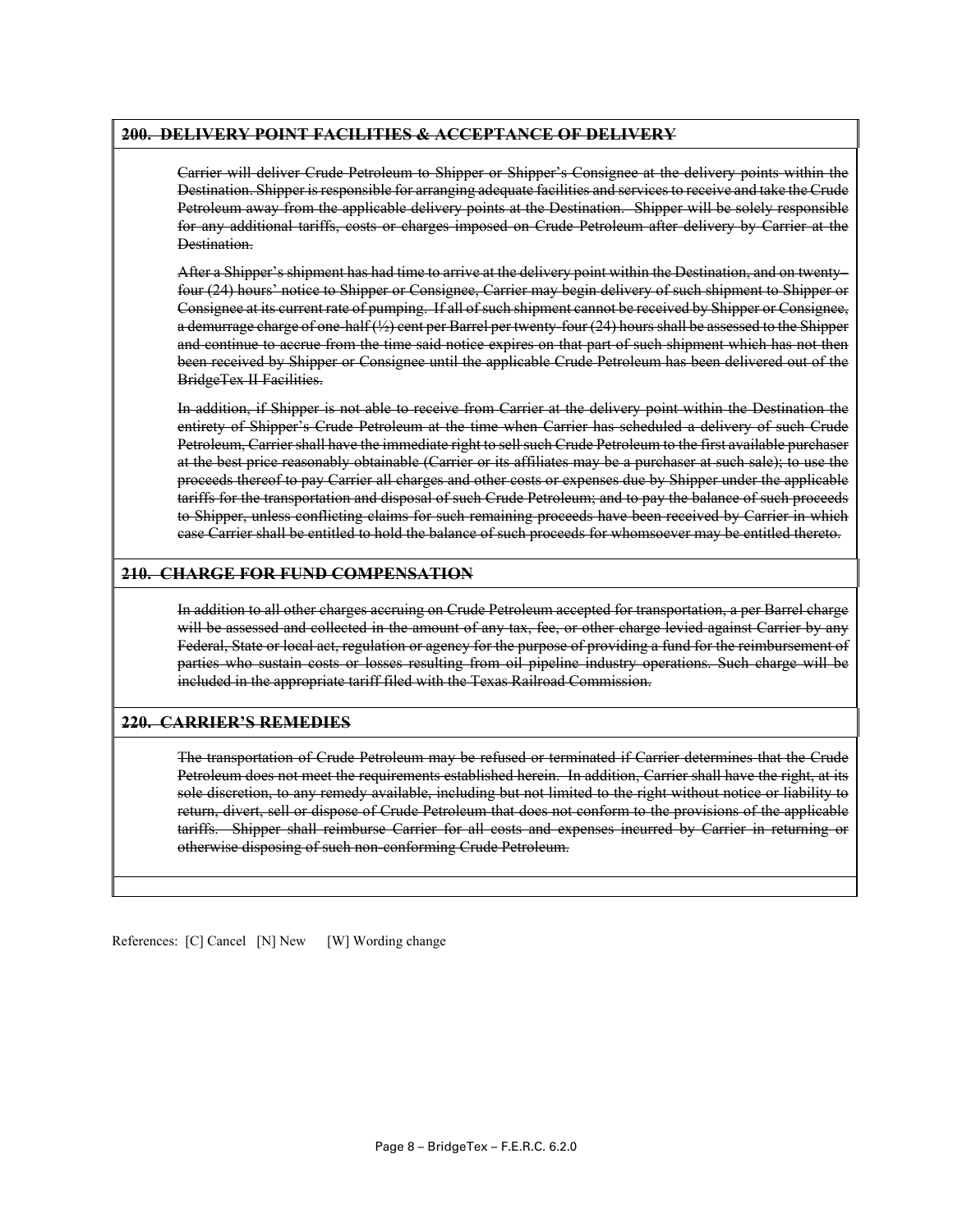## ~~200. DELIVERY POINT FACILITIES & ACCEPTANCE OF DELIVERY~~

~~Carrier will deliver Crude Petroleum to Shipper or Shipper's Consignee at the delivery points within the Destination. Shipper is responsible for arranging adequate facilities and services to receive and take the Crude Petroleum away from the applicable delivery points at the Destination. Shipper will be solely responsible for any additional tariffs, costs or charges imposed on Crude Petroleum after delivery by Carrier at the Destination.~~

~~After a Shipper's shipment has had time to arrive at the delivery point within the Destination, and on twenty-four (24) hours' notice to Shipper or Consignee, Carrier may begin delivery of such shipment to Shipper or Consignee at its current rate of pumping. If all of such shipment cannot be received by Shipper or Consignee, a demurrage charge of one-half (½) cent per Barrel per twenty-four (24) hours shall be assessed to the Shipper and continue to accrue from the time said notice expires on that part of such shipment which has not then been received by Shipper or Consignee until the applicable Crude Petroleum has been delivered out of the BridgeTex II Facilities.~~

~~In addition, if Shipper is not able to receive from Carrier at the delivery point within the Destination the entirety of Shipper's Crude Petroleum at the time when Carrier has scheduled a delivery of such Crude Petroleum, Carrier shall have the immediate right to sell such Crude Petroleum to the first available purchaser at the best price reasonably obtainable (Carrier or its affiliates may be a purchaser at such sale); to use the proceeds thereof to pay Carrier all charges and other costs or expenses due by Shipper under the applicable tariffs for the transportation and disposal of such Crude Petroleum; and to pay the balance of such proceeds to Shipper, unless conflicting claims for such remaining proceeds have been received by Carrier in which case Carrier shall be entitled to hold the balance of such proceeds for whomsoever may be entitled thereto.~~

## ~~210. CHARGE FOR FUND COMPENSATION~~

~~In addition to all other charges accruing on Crude Petroleum accepted for transportation, a per Barrel charge will be assessed and collected in the amount of any tax, fee, or other charge levied against Carrier by any Federal, State or local act, regulation or agency for the purpose of providing a fund for the reimbursement of parties who sustain costs or losses resulting from oil pipeline industry operations. Such charge will be included in the appropriate tariff filed with the Texas Railroad Commission.~~

## ~~220. CARRIER'S REMEDIES~~

~~The transportation of Crude Petroleum may be refused or terminated if Carrier determines that the Crude Petroleum does not meet the requirements established herein. In addition, Carrier shall have the right, at its sole discretion, to any remedy available, including but not limited to the right without notice or liability to return, divert, sell or dispose of Crude Petroleum that does not conform to the provisions of the applicable tariffs. Shipper shall reimburse Carrier for all costs and expenses incurred by Carrier in returning or otherwise disposing of such non-conforming Crude Petroleum.~~

References: [C] Cancel [N] New [W] Wording change